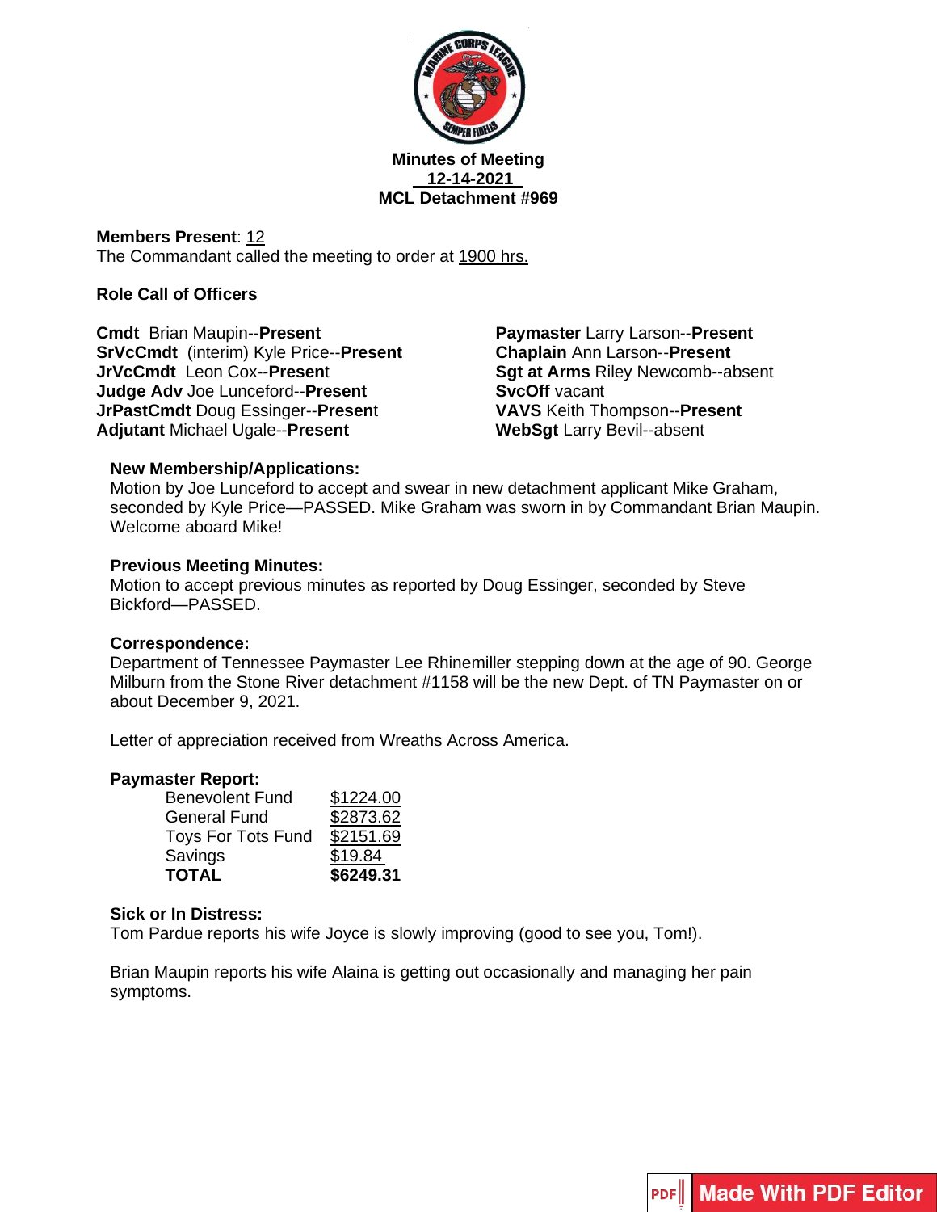**Minutes of Meeting**
**12-14-2021**
**MCL Detachment #969**

**Members Present**: 12
The Commandant called the meeting to order at 1900 hrs.

**Role Call of Officers**

**Cmdt** Brian Maupin--**Present**
**SrVcCmdt** (interim) Kyle Price--**Present**
**JrVcCmdt** Leon Cox--**Present**
**Judge Adv** Joe Lunceford--**Present**
**JrPastCmdt** Doug Essinger--**Present**
**Adjutant** Michael Ugale--**Present**
**Paymaster** Larry Larson--**Present**
**Chaplain** Ann Larson--**Present**
**Sgt at Arms** Riley Newcomb--absent
**SvcOff** vacant
**VAVS** Keith Thompson--**Present**
**WebSgt** Larry Bevil--absent

**New Membership/Applications:**
Motion by Joe Lunceford to accept and swear in new detachment applicant Mike Graham, seconded by Kyle Price—PASSED. Mike Graham was sworn in by Commandant Brian Maupin. Welcome aboard Mike!

**Previous Meeting Minutes:**
Motion to accept previous minutes as reported by Doug Essinger, seconded by Steve Bickford—PASSED.

**Correspondence:**
Department of Tennessee Paymaster Lee Rhinemiller stepping down at the age of 90. George Milburn from the Stone River detachment #1158 will be the new Dept. of TN Paymaster on or about December 9, 2021.

Letter of appreciation received from Wreaths Across America.

**Paymaster Report:**

| | |
|---|---|
| Benevolent Fund | $1224.00 |
| General Fund | $2873.62 |
| Toys For Tots Fund | $2151.69 |
| Savings | $19.84 |
| **TOTAL** | **$6249.31** |

**Sick or In Distress:**
Tom Pardue reports his wife Joyce is slowly improving (good to see you, Tom!).

Brian Maupin reports his wife Alaina is getting out occasionally and managing her pain symptoms.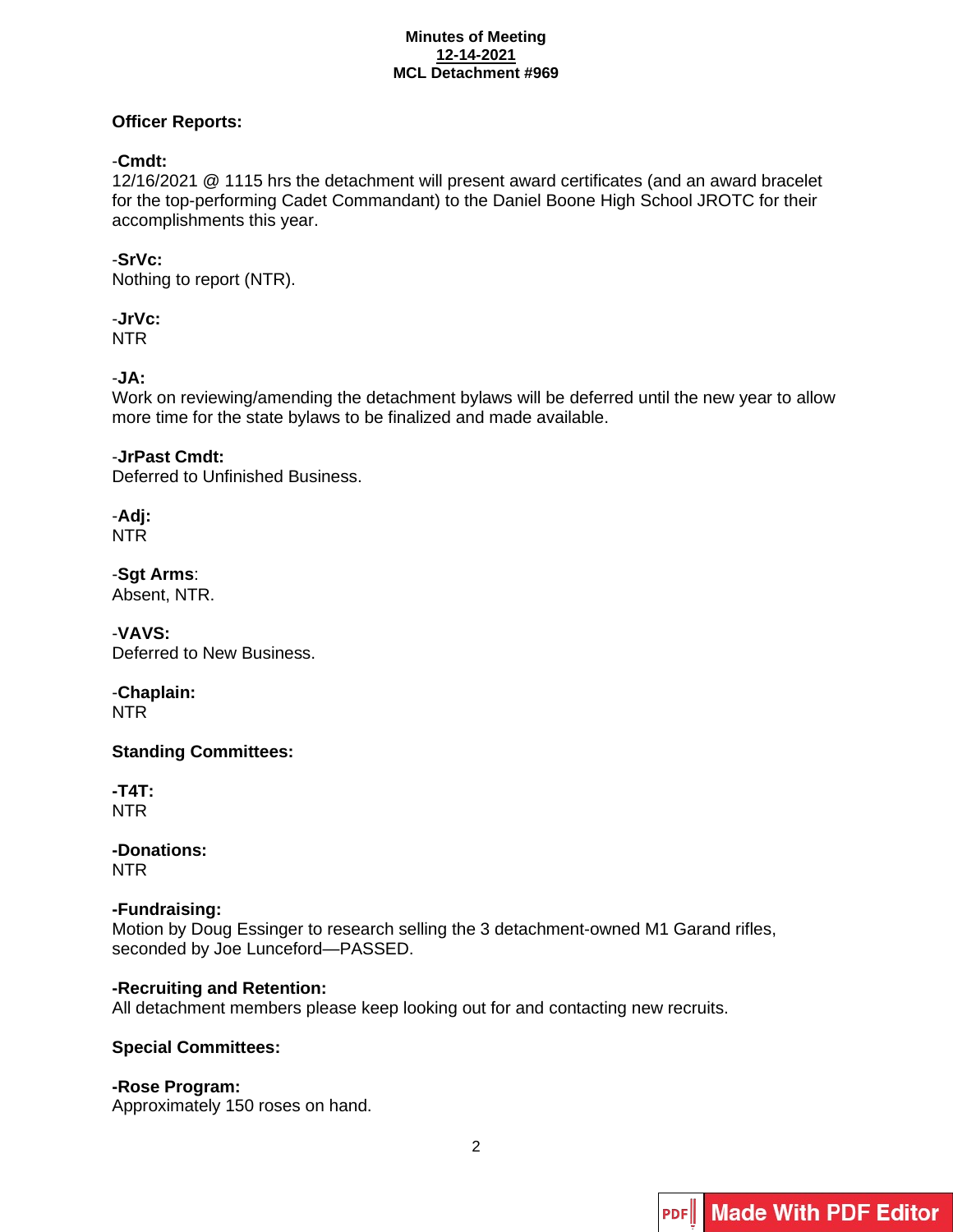**Minutes of Meeting**
**12-14-2021**
**MCL Detachment #969**

### Officer Reports:

-**Cmdt:**
12/16/2021 @ 1115 hrs the detachment will present award certificates (and an award bracelet for the top-performing Cadet Commandant) to the Daniel Boone High School JROTC for their accomplishments this year.

-**SrVc:**
Nothing to report (NTR).

-**JrVc:**
NTR

-**JA:**
Work on reviewing/amending the detachment bylaws will be deferred until the new year to allow more time for the state bylaws to be finalized and made available.

-**JrPast Cmdt:**
Deferred to Unfinished Business.

-**Adj:**
NTR

-**Sgt Arms**:
Absent, NTR.

-**VAVS:**
Deferred to New Business.

-**Chaplain:**
NTR

### Standing Committees:

**-T4T:**
NTR

**-Donations:**
NTR

**-Fundraising:**
Motion by Doug Essinger to research selling the 3 detachment-owned M1 Garand rifles, seconded by Joe Lunceford—PASSED.

**-Recruiting and Retention:**
All detachment members please keep looking out for and contacting new recruits.

### Special Committees:

**-Rose Program:**
Approximately 150 roses on hand.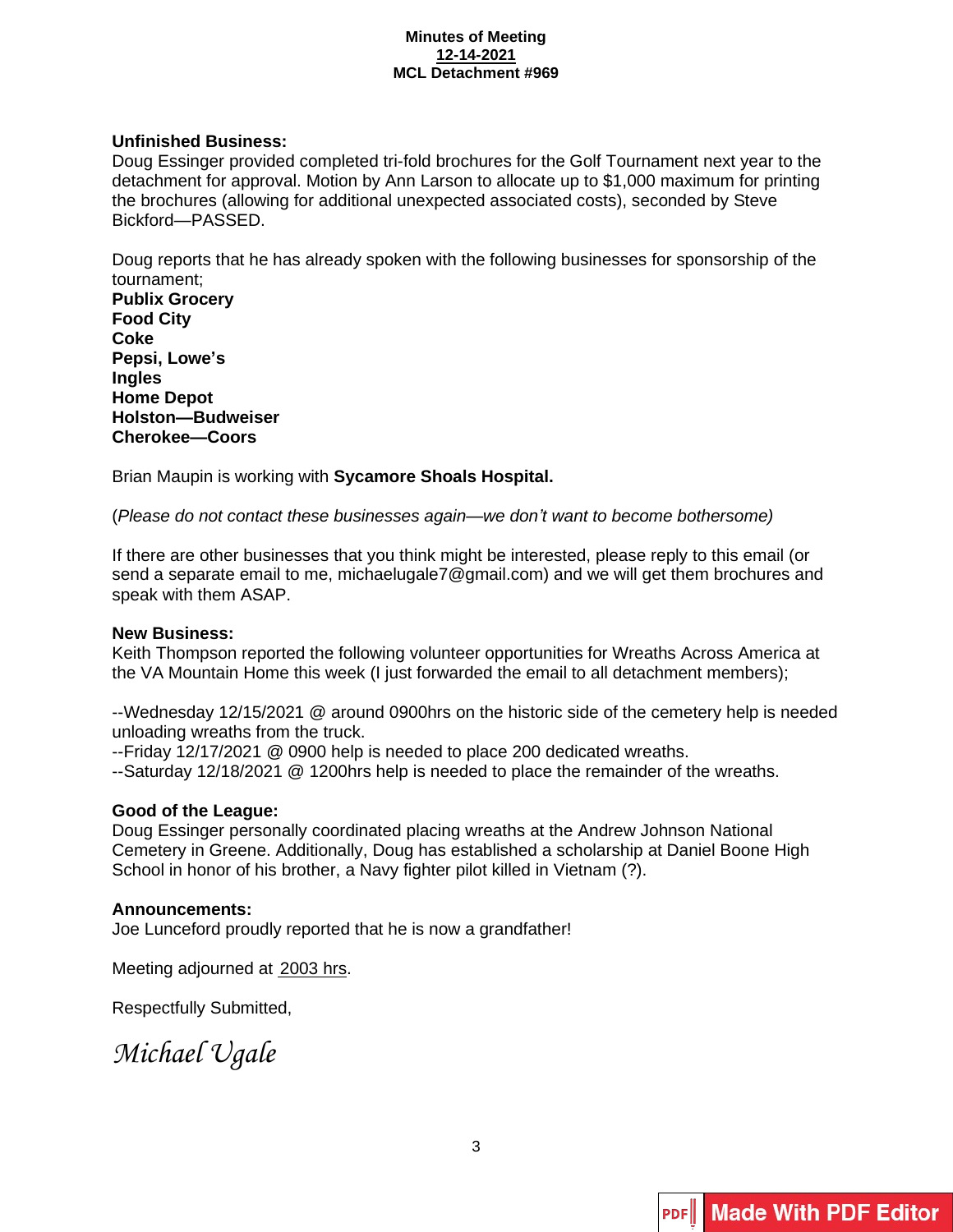**Minutes of Meeting**
**12-14-2021**
**MCL Detachment #969**

**Unfinished Business:**
Doug Essinger provided completed tri-fold brochures for the Golf Tournament next year to the detachment for approval. Motion by Ann Larson to allocate up to $1,000 maximum for printing the brochures (allowing for additional unexpected associated costs), seconded by Steve Bickford—PASSED.

Doug reports that he has already spoken with the following businesses for sponsorship of the tournament;
**Publix Grocery**
**Food City**
**Coke**
**Pepsi, Lowe's**
**Ingles**
**Home Depot**
**Holston—Budweiser**
**Cherokee—Coors**

Brian Maupin is working with **Sycamore Shoals Hospital.**

(*Please do not contact these businesses again—we don't want to become bothersome)*

If there are other businesses that you think might be interested, please reply to this email (or send a separate email to me, michaelugale7@gmail.com) and we will get them brochures and speak with them ASAP.

**New Business:**
Keith Thompson reported the following volunteer opportunities for Wreaths Across America at the VA Mountain Home this week (I just forwarded the email to all detachment members);

--Wednesday 12/15/2021 @ around 0900hrs on the historic side of the cemetery help is needed unloading wreaths from the truck.
--Friday 12/17/2021 @ 0900 help is needed to place 200 dedicated wreaths.
--Saturday 12/18/2021 @ 1200hrs help is needed to place the remainder of the wreaths.

**Good of the League:**
Doug Essinger personally coordinated placing wreaths at the Andrew Johnson National Cemetery in Greene. Additionally, Doug has established a scholarship at Daniel Boone High School in honor of his brother, a Navy fighter pilot killed in Vietnam (?).

**Announcements:**
Joe Lunceford proudly reported that he is now a grandfather!

Meeting adjourned at 2003 hrs.

Respectfully Submitted,

*Michael Ugale*